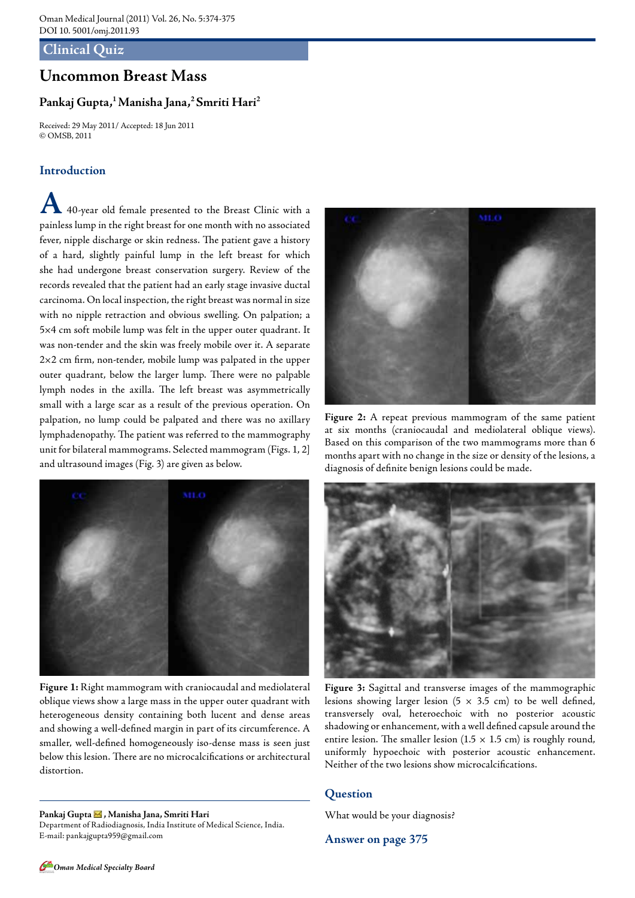## Clinical Quiz

# Uncommon Breast Mass

**Pankaj Gupta,[1] Manisha Jana,[2] Smriti Hari[2]**

Received: 29 May 2011/ Accepted: 18 Jun 2011
© OMSB, 2011

## Introduction

A 40-year old female presented to the Breast Clinic with a painless lump in the right breast for one month with no associated fever, nipple discharge or skin redness. The patient gave a history of a hard, slightly painful lump in the left breast for which she had undergone breast conservation surgery. Review of the records revealed that the patient had an early stage invasive ductal carcinoma. On local inspection, the right breast was normal in size with no nipple retraction and obvious swelling. On palpation; a 5×4 cm soft mobile lump was felt in the upper outer quadrant. It was non-tender and the skin was freely mobile over it. A separate 2×2 cm firm, non-tender, mobile lump was palpated in the upper outer quadrant, below the larger lump. There were no palpable lymph nodes in the axilla. The left breast was asymmetrically small with a large scar as a result of the previous operation. On palpation, no lump could be palpated and there was no axillary lymphadenopathy. The patient was referred to the mammography unit for bilateral mammograms. Selected mammogram (Figs. 1, 2] and ultrasound images (Fig. 3) are given as below.

**Figure 1:** Right mammogram with craniocaudal and mediolateral oblique views show a large mass in the upper outer quadrant with heterogeneous density containing both lucent and dense areas and showing a well-defined margin in part of its circumference. A smaller, well-defined homogeneously iso-dense mass is seen just below this lesion. There are no microcalcifications or architectural distortion.

**Figure 2:** A repeat previous mammogram of the same patient at six months (craniocaudal and mediolateral oblique views). Based on this comparison of the two mammograms more than 6 months apart with no change in the size or density of the lesions, a diagnosis of definite benign lesions could be made.

**Figure 3:** Sagittal and transverse images of the mammographic lesions showing larger lesion (5 × 3.5 cm) to be well defined, transversely oval, heteroechoic with no posterior acoustic shadowing or enhancement, with a well defined capsule around the entire lesion. The smaller lesion (1.5 × 1.5 cm) is roughly round, uniformly hypoechoic with posterior acoustic enhancement. Neither of the two lesions show microcalcifications.

## Question

What would be your diagnosis?

## Answer on page 375

---

**Pankaj Gupta, Manisha Jana, Smriti Hari**
Department of Radiodiagnosis, India Institute of Medical Science, India.
E-mail: pankajgupta959@gmail.com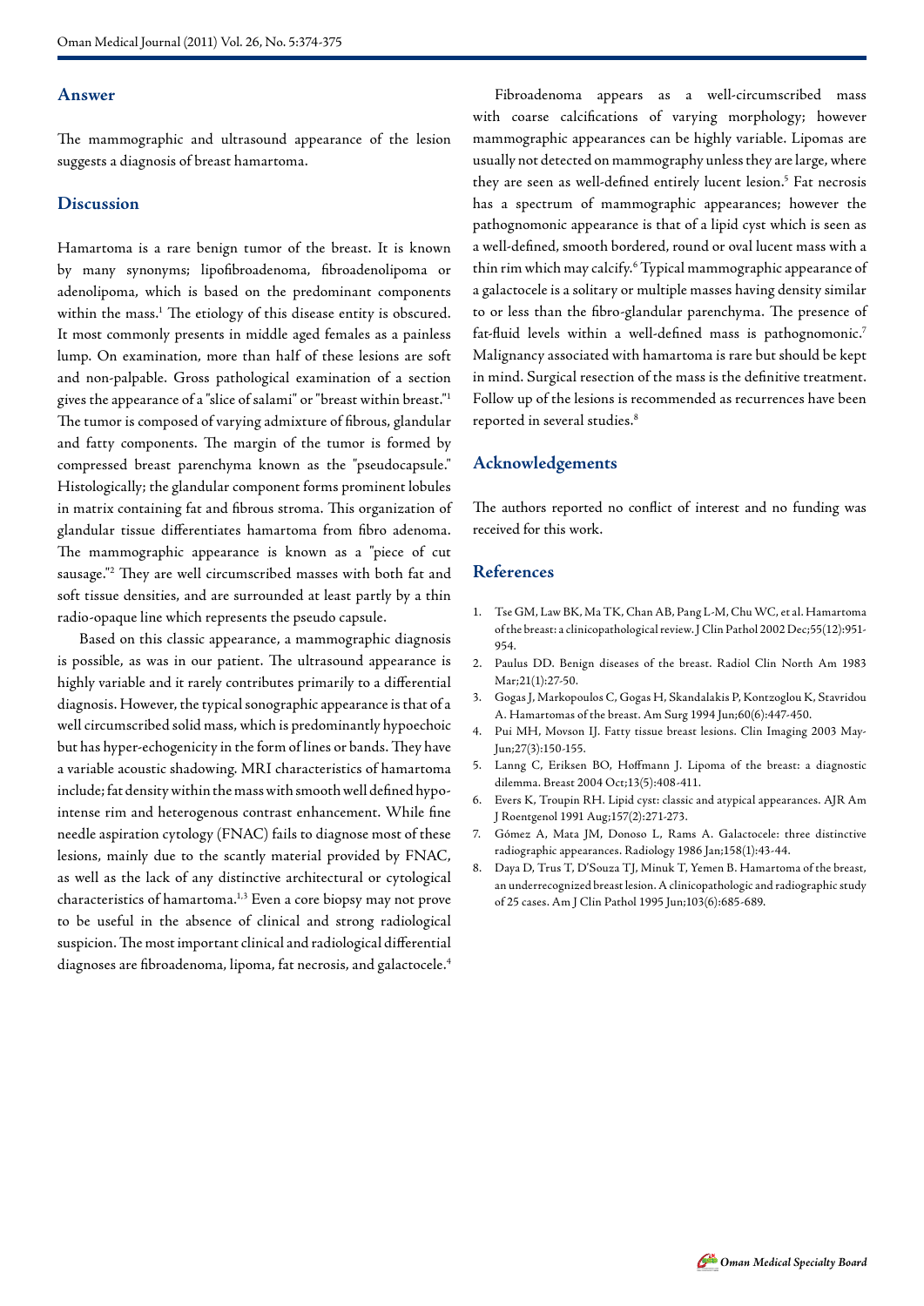## Answer

The mammographic and ultrasound appearance of the lesion suggests a diagnosis of breast hamartoma.

## Discussion

Hamartoma is a rare benign tumor of the breast. It is known by many synonyms; lipofibroadenoma, fibroadenolipoma or adenolipoma, which is based on the predominant components within the mass.[1] The etiology of this disease entity is obscured. It most commonly presents in middle aged females as a painless lump. On examination, more than half of these lesions are soft and non-palpable. Gross pathological examination of a section gives the appearance of a "slice of salami" or "breast within breast."[1] The tumor is composed of varying admixture of fibrous, glandular and fatty components. The margin of the tumor is formed by compressed breast parenchyma known as the "pseudocapsule." Histologically; the glandular component forms prominent lobules in matrix containing fat and fibrous stroma. This organization of glandular tissue differentiates hamartoma from fibro adenoma. The mammographic appearance is known as a "piece of cut sausage."[2] They are well circumscribed masses with both fat and soft tissue densities, and are surrounded at least partly by a thin radio-opaque line which represents the pseudo capsule.

Based on this classic appearance, a mammographic diagnosis is possible, as was in our patient. The ultrasound appearance is highly variable and it rarely contributes primarily to a differential diagnosis. However, the typical sonographic appearance is that of a well circumscribed solid mass, which is predominantly hypoechoic but has hyper-echogenicity in the form of lines or bands. They have a variable acoustic shadowing. MRI characteristics of hamartoma include; fat density within the mass with smooth well defined hypo-intense rim and heterogenous contrast enhancement. While fine needle aspiration cytology (FNAC) fails to diagnose most of these lesions, mainly due to the scantly material provided by FNAC, as well as the lack of any distinctive architectural or cytological characteristics of hamartoma.[1,3] Even a core biopsy may not prove to be useful in the absence of clinical and strong radiological suspicion. The most important clinical and radiological differential diagnoses are fibroadenoma, lipoma, fat necrosis, and galactocele.[4]

Fibroadenoma appears as a well-circumscribed mass with coarse calcifications of varying morphology; however mammographic appearances can be highly variable. Lipomas are usually not detected on mammography unless they are large, where they are seen as well-defined entirely lucent lesion.[5] Fat necrosis has a spectrum of mammographic appearances; however the pathognomonic appearance is that of a lipid cyst which is seen as a well-defined, smooth bordered, round or oval lucent mass with a thin rim which may calcify.[6] Typical mammographic appearance of a galactocele is a solitary or multiple masses having density similar to or less than the fibro-glandular parenchyma. The presence of fat-fluid levels within a well-defined mass is pathognomonic.[7] Malignancy associated with hamartoma is rare but should be kept in mind. Surgical resection of the mass is the definitive treatment. Follow up of the lesions is recommended as recurrences have been reported in several studies.[8]

## Acknowledgements

The authors reported no conflict of interest and no funding was received for this work.

## References

1. Tse GM, Law BK, Ma TK, Chan AB, Pang L-M, Chu WC, et al. Hamartoma of the breast: a clinicopathological review. J Clin Pathol 2002 Dec;55(12):951-954.
2. Paulus DD. Benign diseases of the breast. Radiol Clin North Am 1983 Mar;21(1):27-50.
3. Gogas J, Markopoulos C, Gogas H, Skandalakis P, Kontzoglou K, Stavridou A. Hamartomas of the breast. Am Surg 1994 Jun;60(6):447-450.
4. Pui MH, Movson IJ. Fatty tissue breast lesions. Clin Imaging 2003 May-Jun;27(3):150-155.
5. Lanng C, Eriksen BO, Hoffmann J. Lipoma of the breast: a diagnostic dilemma. Breast 2004 Oct;13(5):408-411.
6. Evers K, Troupin RH. Lipid cyst: classic and atypical appearances. AJR Am J Roentgenol 1991 Aug;157(2):271-273.
7. Gómez A, Mata JM, Donoso L, Rams A. Galactocele: three distinctive radiographic appearances. Radiology 1986 Jan;158(1):43-44.
8. Daya D, Trus T, D'Souza TJ, Minuk T, Yemen B. Hamartoma of the breast, an underrecognized breast lesion. A clinicopathologic and radiographic study of 25 cases. Am J Clin Pathol 1995 Jun;103(6):685-689.